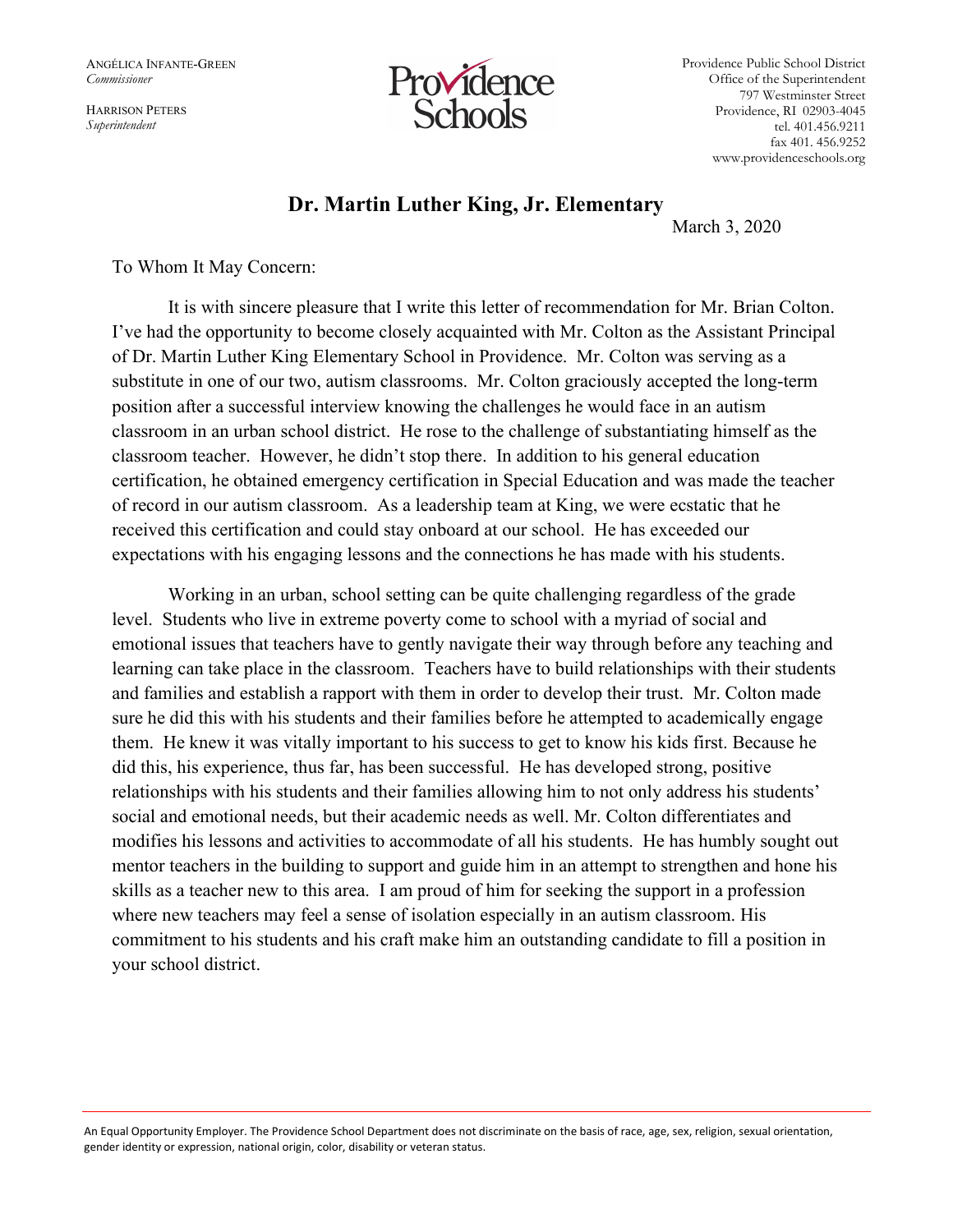ANGÉLICA INFANTE-GREEN
*Commissioner*

HARRISON PETERS
*Superintendent*

Providence Schools

Providence Public School District
Office of the Superintendent
797 Westminster Street
Providence, RI 02903-4045
tel. 401.456.9211
fax 401. 456.9252
www.providenceschools.org

## Dr. Martin Luther King, Jr. Elementary

March 3, 2020

To Whom It May Concern:

It is with sincere pleasure that I write this letter of recommendation for Mr. Brian Colton. I've had the opportunity to become closely acquainted with Mr. Colton as the Assistant Principal of Dr. Martin Luther King Elementary School in Providence. Mr. Colton was serving as a substitute in one of our two, autism classrooms. Mr. Colton graciously accepted the long-term position after a successful interview knowing the challenges he would face in an autism classroom in an urban school district. He rose to the challenge of substantiating himself as the classroom teacher. However, he didn't stop there. In addition to his general education certification, he obtained emergency certification in Special Education and was made the teacher of record in our autism classroom. As a leadership team at King, we were ecstatic that he received this certification and could stay onboard at our school. He has exceeded our expectations with his engaging lessons and the connections he has made with his students.

Working in an urban, school setting can be quite challenging regardless of the grade level. Students who live in extreme poverty come to school with a myriad of social and emotional issues that teachers have to gently navigate their way through before any teaching and learning can take place in the classroom. Teachers have to build relationships with their students and families and establish a rapport with them in order to develop their trust. Mr. Colton made sure he did this with his students and their families before he attempted to academically engage them. He knew it was vitally important to his success to get to know his kids first. Because he did this, his experience, thus far, has been successful. He has developed strong, positive relationships with his students and their families allowing him to not only address his students' social and emotional needs, but their academic needs as well. Mr. Colton differentiates and modifies his lessons and activities to accommodate of all his students. He has humbly sought out mentor teachers in the building to support and guide him in an attempt to strengthen and hone his skills as a teacher new to this area. I am proud of him for seeking the support in a profession where new teachers may feel a sense of isolation especially in an autism classroom. His commitment to his students and his craft make him an outstanding candidate to fill a position in your school district.

An Equal Opportunity Employer. The Providence School Department does not discriminate on the basis of race, age, sex, religion, sexual orientation, gender identity or expression, national origin, color, disability or veteran status.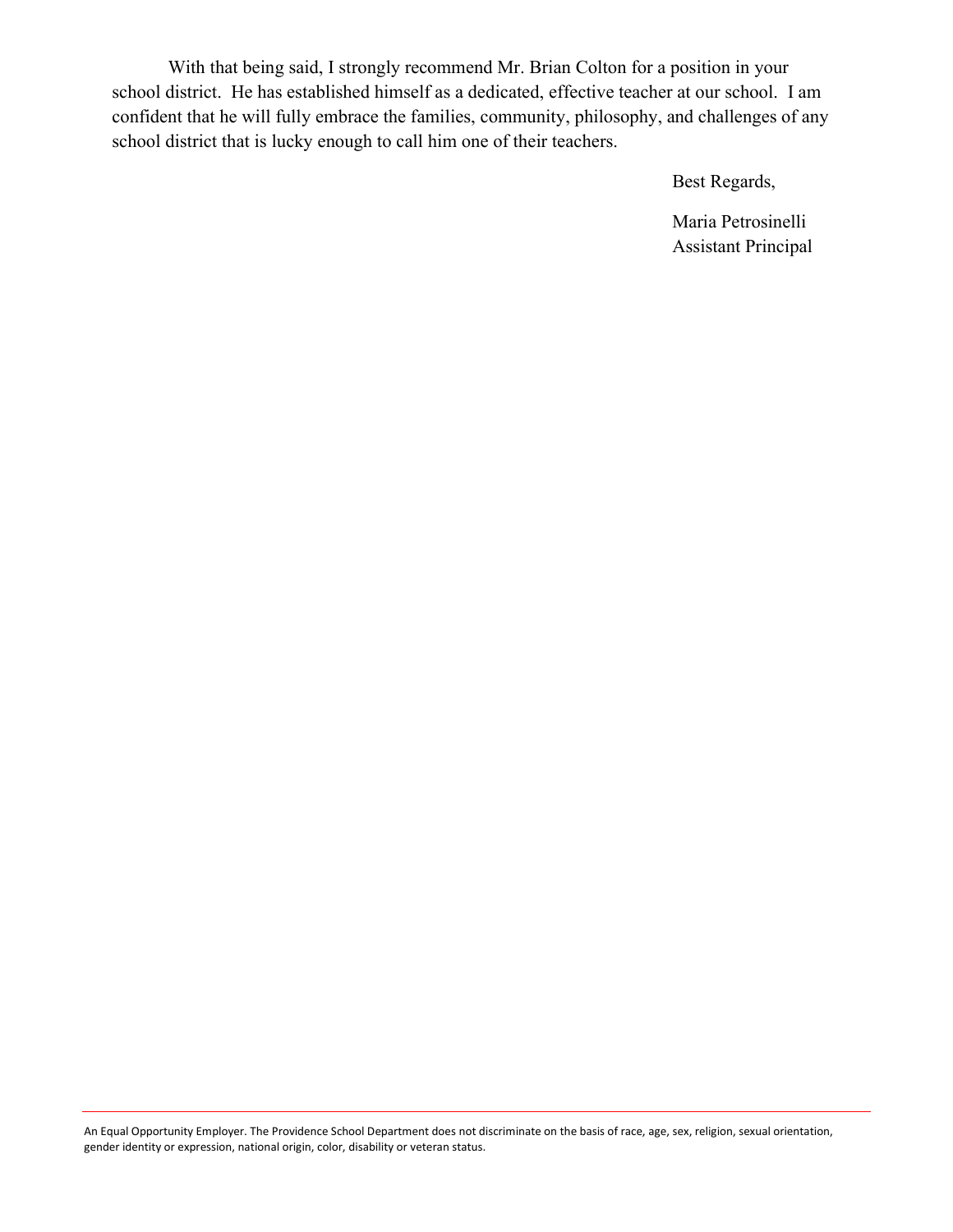With that being said, I strongly recommend Mr. Brian Colton for a position in your school district. He has established himself as a dedicated, effective teacher at our school. I am confident that he will fully embrace the families, community, philosophy, and challenges of any school district that is lucky enough to call him one of their teachers.

Best Regards,

Maria Petrosinelli
Assistant Principal

An Equal Opportunity Employer. The Providence School Department does not discriminate on the basis of race, age, sex, religion, sexual orientation, gender identity or expression, national origin, color, disability or veteran status.